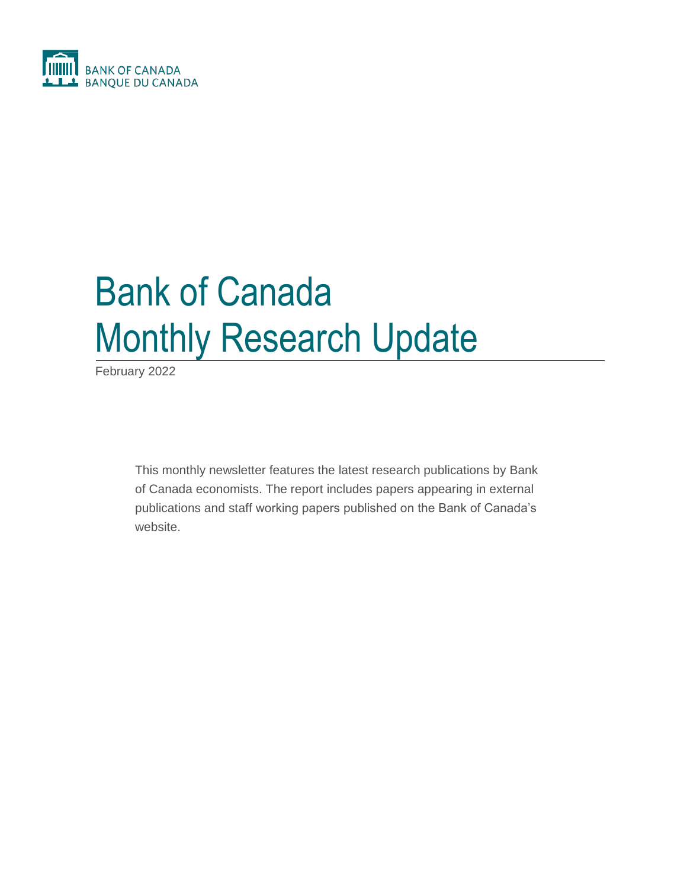BANK OF CANADA
BANQUE DU CANADA

# Bank of Canada Monthly Research Update

February 2022

This monthly newsletter features the latest research publications by Bank of Canada economists. The report includes papers appearing in external publications and staff working papers published on the Bank of Canada's website.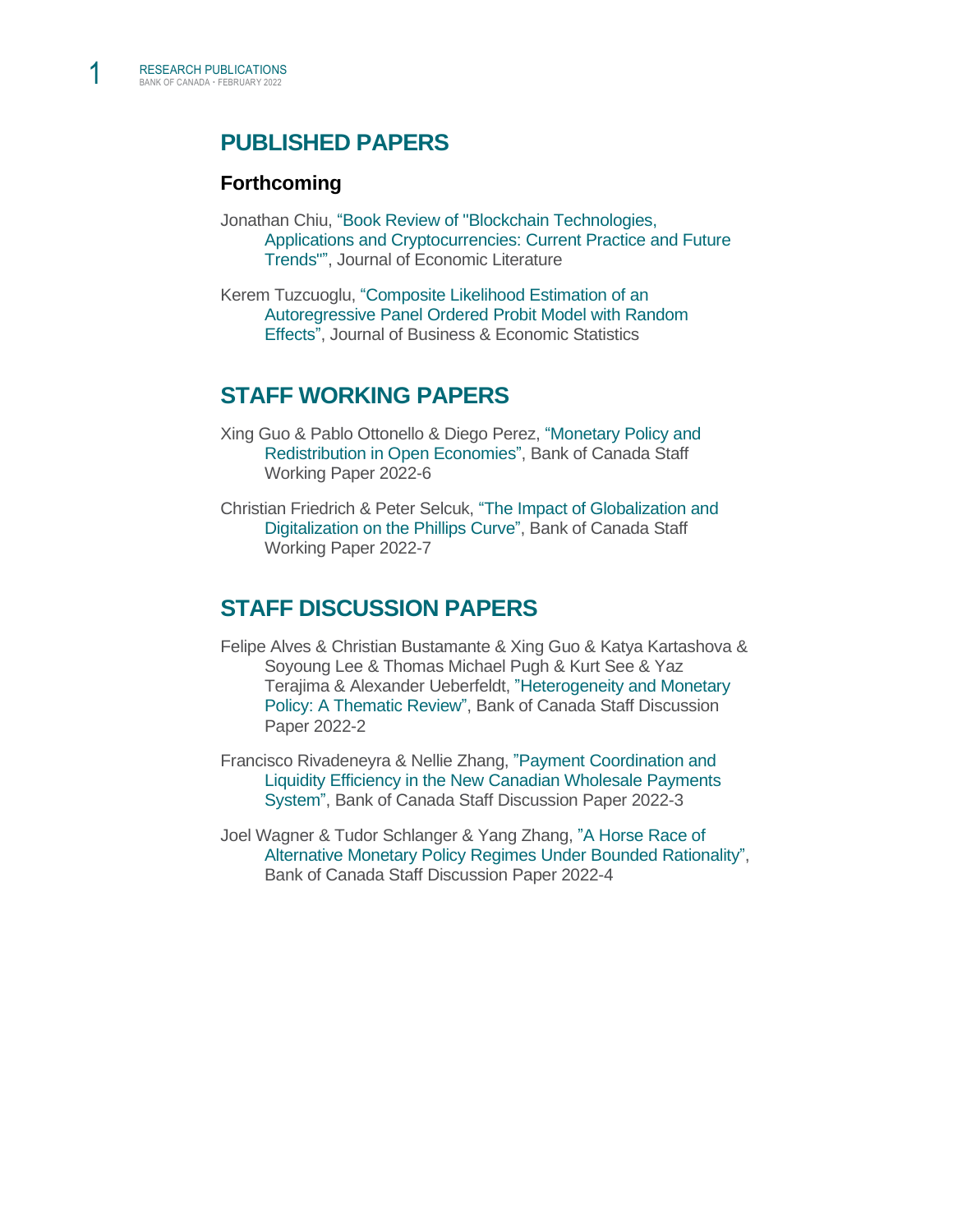## PUBLISHED PAPERS

### Forthcoming

Jonathan Chiu, "Book Review of "Blockchain Technologies, Applications and Cryptocurrencies: Current Practice and Future Trends"", Journal of Economic Literature

Kerem Tuzcuoglu, "Composite Likelihood Estimation of an Autoregressive Panel Ordered Probit Model with Random Effects", Journal of Business & Economic Statistics

## STAFF WORKING PAPERS

Xing Guo & Pablo Ottonello & Diego Perez, "Monetary Policy and Redistribution in Open Economies", Bank of Canada Staff Working Paper 2022-6

Christian Friedrich & Peter Selcuk, "The Impact of Globalization and Digitalization on the Phillips Curve", Bank of Canada Staff Working Paper 2022-7

## STAFF DISCUSSION PAPERS

Felipe Alves & Christian Bustamante & Xing Guo & Katya Kartashova & Soyoung Lee & Thomas Michael Pugh & Kurt See & Yaz Terajima & Alexander Ueberfeldt, "Heterogeneity and Monetary Policy: A Thematic Review", Bank of Canada Staff Discussion Paper 2022-2

Francisco Rivadeneyra & Nellie Zhang, "Payment Coordination and Liquidity Efficiency in the New Canadian Wholesale Payments System", Bank of Canada Staff Discussion Paper 2022-3

Joel Wagner & Tudor Schlanger & Yang Zhang, "A Horse Race of Alternative Monetary Policy Regimes Under Bounded Rationality", Bank of Canada Staff Discussion Paper 2022-4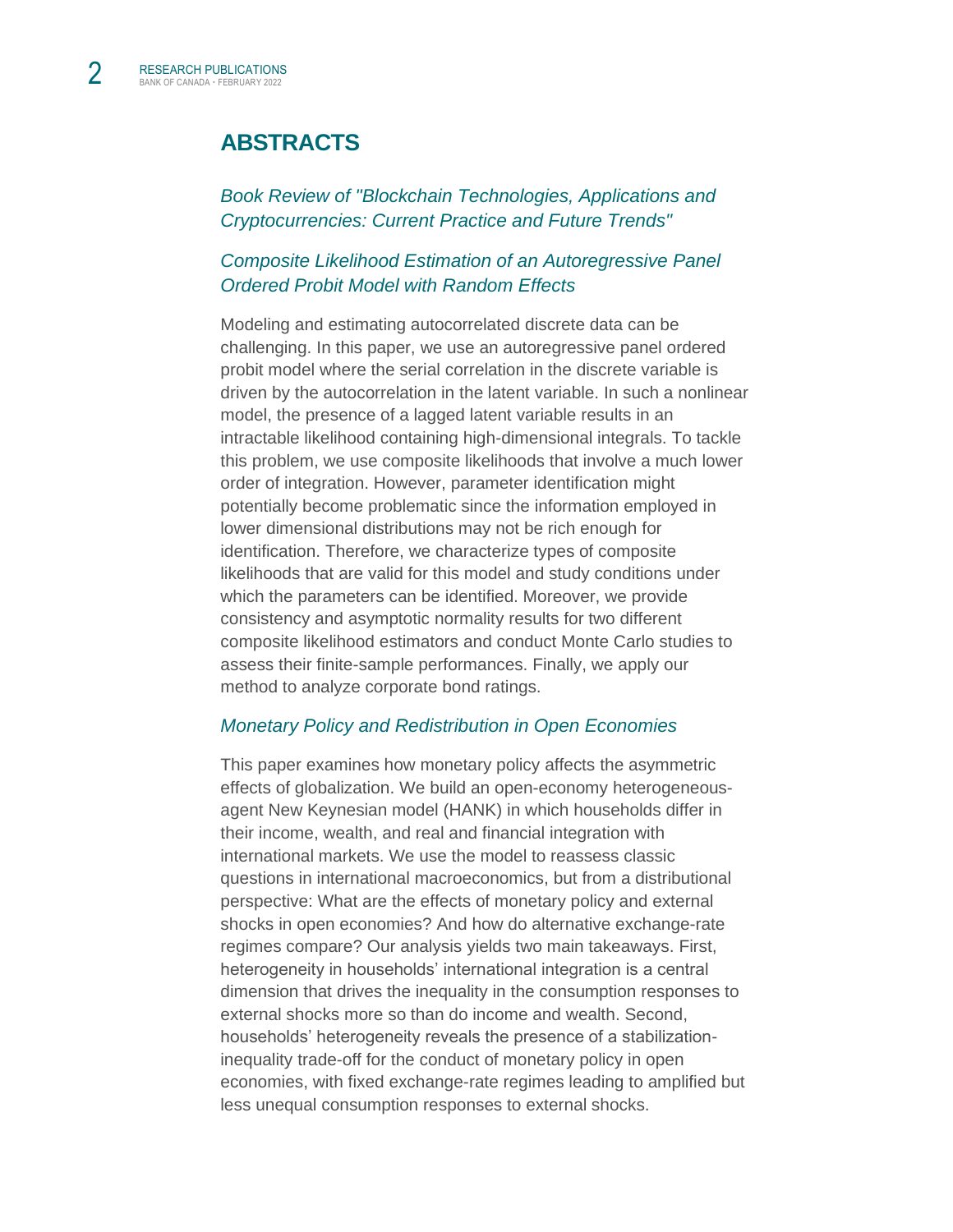## ABSTRACTS

### *Book Review of "Blockchain Technologies, Applications and Cryptocurrencies: Current Practice and Future Trends"*

### *Composite Likelihood Estimation of an Autoregressive Panel Ordered Probit Model with Random Effects*

Modeling and estimating autocorrelated discrete data can be challenging. In this paper, we use an autoregressive panel ordered probit model where the serial correlation in the discrete variable is driven by the autocorrelation in the latent variable. In such a nonlinear model, the presence of a lagged latent variable results in an intractable likelihood containing high-dimensional integrals. To tackle this problem, we use composite likelihoods that involve a much lower order of integration. However, parameter identification might potentially become problematic since the information employed in lower dimensional distributions may not be rich enough for identification. Therefore, we characterize types of composite likelihoods that are valid for this model and study conditions under which the parameters can be identified. Moreover, we provide consistency and asymptotic normality results for two different composite likelihood estimators and conduct Monte Carlo studies to assess their finite-sample performances. Finally, we apply our method to analyze corporate bond ratings.

### *Monetary Policy and Redistribution in Open Economies*

This paper examines how monetary policy affects the asymmetric effects of globalization. We build an open-economy heterogeneous-agent New Keynesian model (HANK) in which households differ in their income, wealth, and real and financial integration with international markets. We use the model to reassess classic questions in international macroeconomics, but from a distributional perspective: What are the effects of monetary policy and external shocks in open economies? And how do alternative exchange-rate regimes compare? Our analysis yields two main takeaways. First, heterogeneity in households' international integration is a central dimension that drives the inequality in the consumption responses to external shocks more so than do income and wealth. Second, households' heterogeneity reveals the presence of a stabilization-inequality trade-off for the conduct of monetary policy in open economies, with fixed exchange-rate regimes leading to amplified but less unequal consumption responses to external shocks.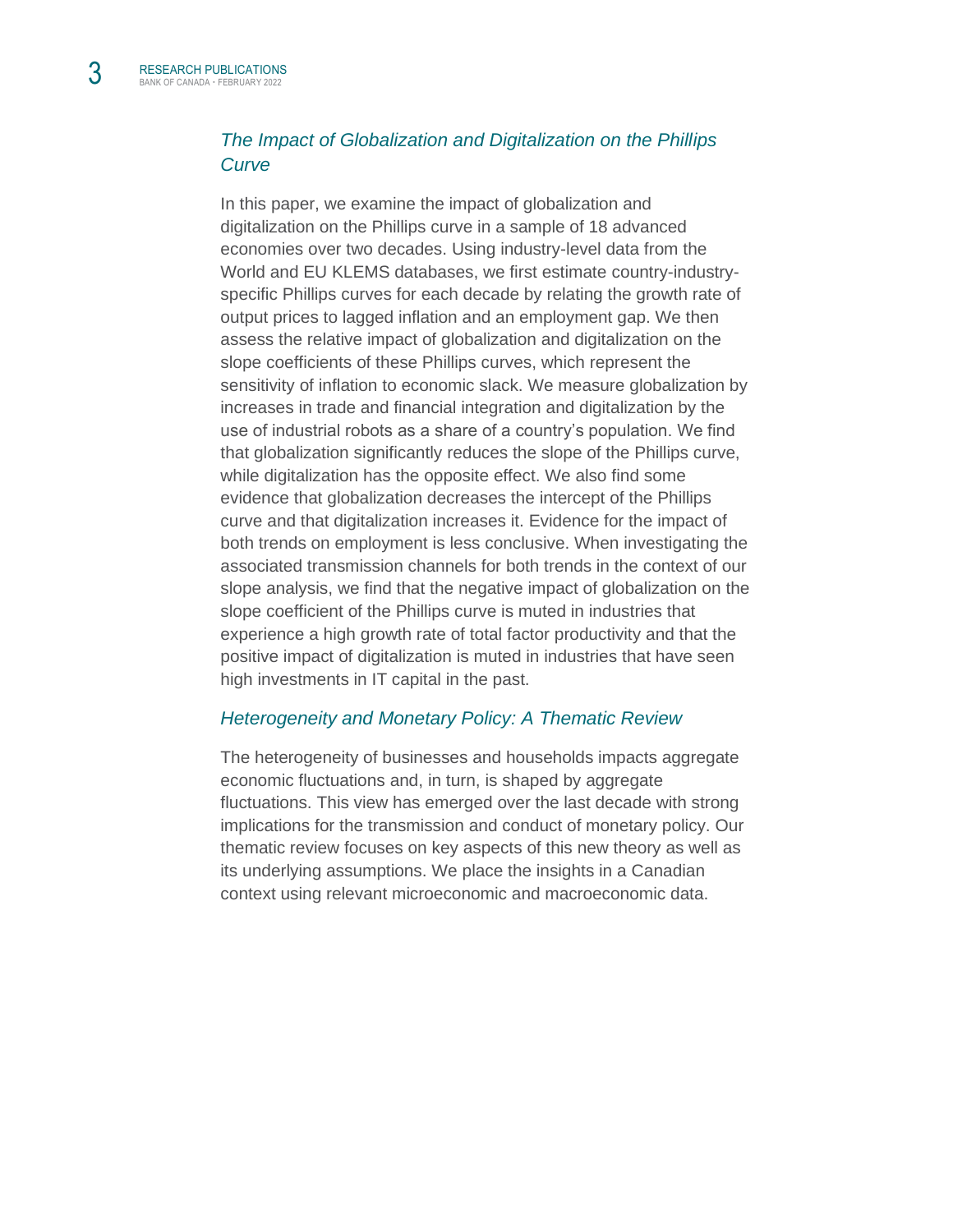### *The Impact of Globalization and Digitalization on the Phillips Curve*

In this paper, we examine the impact of globalization and digitalization on the Phillips curve in a sample of 18 advanced economies over two decades. Using industry-level data from the World and EU KLEMS databases, we first estimate country-industry-specific Phillips curves for each decade by relating the growth rate of output prices to lagged inflation and an employment gap. We then assess the relative impact of globalization and digitalization on the slope coefficients of these Phillips curves, which represent the sensitivity of inflation to economic slack. We measure globalization by increases in trade and financial integration and digitalization by the use of industrial robots as a share of a country's population. We find that globalization significantly reduces the slope of the Phillips curve, while digitalization has the opposite effect. We also find some evidence that globalization decreases the intercept of the Phillips curve and that digitalization increases it. Evidence for the impact of both trends on employment is less conclusive. When investigating the associated transmission channels for both trends in the context of our slope analysis, we find that the negative impact of globalization on the slope coefficient of the Phillips curve is muted in industries that experience a high growth rate of total factor productivity and that the positive impact of digitalization is muted in industries that have seen high investments in IT capital in the past.

### *Heterogeneity and Monetary Policy: A Thematic Review*

The heterogeneity of businesses and households impacts aggregate economic fluctuations and, in turn, is shaped by aggregate fluctuations. This view has emerged over the last decade with strong implications for the transmission and conduct of monetary policy. Our thematic review focuses on key aspects of this new theory as well as its underlying assumptions. We place the insights in a Canadian context using relevant microeconomic and macroeconomic data.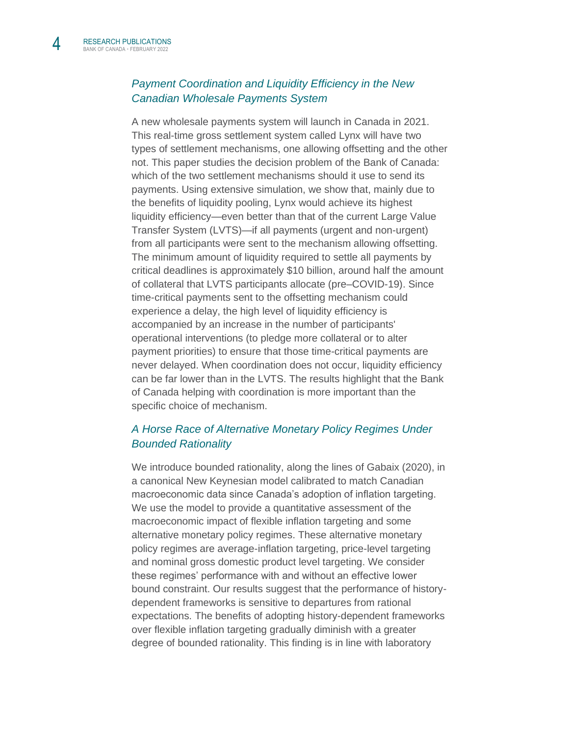### *Payment Coordination and Liquidity Efficiency in the New Canadian Wholesale Payments System*

A new wholesale payments system will launch in Canada in 2021. This real-time gross settlement system called Lynx will have two types of settlement mechanisms, one allowing offsetting and the other not. This paper studies the decision problem of the Bank of Canada: which of the two settlement mechanisms should it use to send its payments. Using extensive simulation, we show that, mainly due to the benefits of liquidity pooling, Lynx would achieve its highest liquidity efficiency—even better than that of the current Large Value Transfer System (LVTS)—if all payments (urgent and non-urgent) from all participants were sent to the mechanism allowing offsetting. The minimum amount of liquidity required to settle all payments by critical deadlines is approximately $10 billion, around half the amount of collateral that LVTS participants allocate (pre–COVID-19). Since time-critical payments sent to the offsetting mechanism could experience a delay, the high level of liquidity efficiency is accompanied by an increase in the number of participants' operational interventions (to pledge more collateral or to alter payment priorities) to ensure that those time-critical payments are never delayed. When coordination does not occur, liquidity efficiency can be far lower than in the LVTS. The results highlight that the Bank of Canada helping with coordination is more important than the specific choice of mechanism.

### *A Horse Race of Alternative Monetary Policy Regimes Under Bounded Rationality*

We introduce bounded rationality, along the lines of Gabaix (2020), in a canonical New Keynesian model calibrated to match Canadian macroeconomic data since Canada's adoption of inflation targeting. We use the model to provide a quantitative assessment of the macroeconomic impact of flexible inflation targeting and some alternative monetary policy regimes. These alternative monetary policy regimes are average-inflation targeting, price-level targeting and nominal gross domestic product level targeting. We consider these regimes' performance with and without an effective lower bound constraint. Our results suggest that the performance of history-dependent frameworks is sensitive to departures from rational expectations. The benefits of adopting history-dependent frameworks over flexible inflation targeting gradually diminish with a greater degree of bounded rationality. This finding is in line with laboratory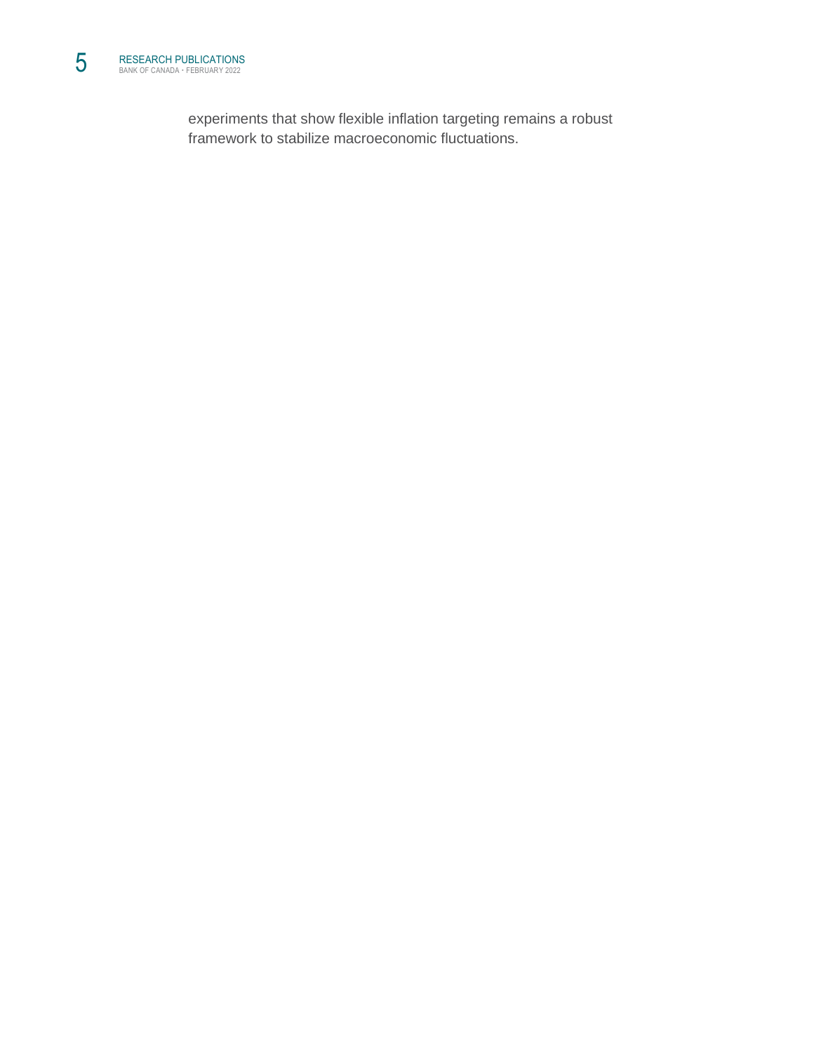experiments that show flexible inflation targeting remains a robust framework to stabilize macroeconomic fluctuations.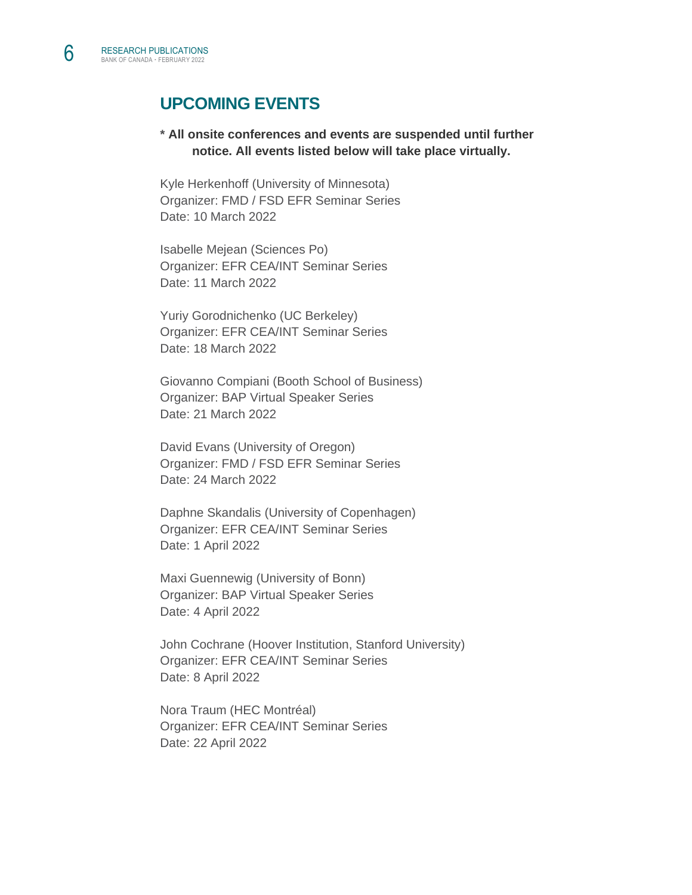## UPCOMING EVENTS

**\* All onsite conferences and events are suspended until further notice. All events listed below will take place virtually.**

Kyle Herkenhoff (University of Minnesota)
Organizer: FMD / FSD EFR Seminar Series
Date: 10 March 2022

Isabelle Mejean (Sciences Po)
Organizer: EFR CEA/INT Seminar Series
Date: 11 March 2022

Yuriy Gorodnichenko (UC Berkeley)
Organizer: EFR CEA/INT Seminar Series
Date: 18 March 2022

Giovanno Compiani (Booth School of Business)
Organizer: BAP Virtual Speaker Series
Date: 21 March 2022

David Evans (University of Oregon)
Organizer: FMD / FSD EFR Seminar Series
Date: 24 March 2022

Daphne Skandalis (University of Copenhagen)
Organizer: EFR CEA/INT Seminar Series
Date: 1 April 2022

Maxi Guennewig (University of Bonn)
Organizer: BAP Virtual Speaker Series
Date: 4 April 2022

John Cochrane (Hoover Institution, Stanford University)
Organizer: EFR CEA/INT Seminar Series
Date: 8 April 2022

Nora Traum (HEC Montréal)
Organizer: EFR CEA/INT Seminar Series
Date: 22 April 2022